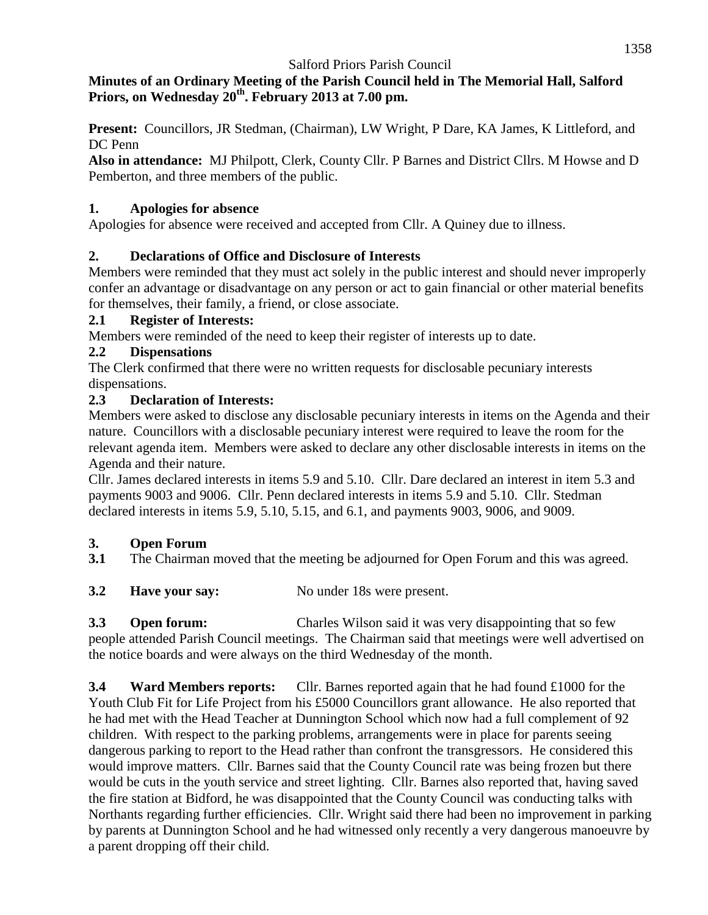Salford Priors Parish Council

**Minutes of an Ordinary Meeting of the Parish Council held in The Memorial Hall, Salford Priors, on Wednesday 20th. February 2013 at 7.00 pm.**

**Present:** Councillors, JR Stedman, (Chairman), LW Wright, P Dare, KA James, K Littleford, and DC Penn

**Also in attendance:** MJ Philpott, Clerk, County Cllr. P Barnes and District Cllrs. M Howse and D Pemberton, and three members of the public.

## 1. Apologies for absence

Apologies for absence were received and accepted from Cllr. A Quiney due to illness.

## 2. Declarations of Office and Disclosure of Interests

Members were reminded that they must act solely in the public interest and should never improperly confer an advantage or disadvantage on any person or act to gain financial or other material benefits for themselves, their family, a friend, or close associate.

### 2.1 Register of Interests:

Members were reminded of the need to keep their register of interests up to date.

### 2.2 Dispensations

The Clerk confirmed that there were no written requests for disclosable pecuniary interests dispensations.

### 2.3 Declaration of Interests:

Members were asked to disclose any disclosable pecuniary interests in items on the Agenda and their nature. Councillors with a disclosable pecuniary interest were required to leave the room for the relevant agenda item. Members were asked to declare any other disclosable interests in items on the Agenda and their nature.

Cllr. James declared interests in items 5.9 and 5.10. Cllr. Dare declared an interest in item 5.3 and payments 9003 and 9006. Cllr. Penn declared interests in items 5.9 and 5.10. Cllr. Stedman declared interests in items 5.9, 5.10, 5.15, and 6.1, and payments 9003, 9006, and 9009.

## 3. Open Forum

**3.1** The Chairman moved that the meeting be adjourned for Open Forum and this was agreed.

**3.2 Have your say:** No under 18s were present.

**3.3 Open forum:** Charles Wilson said it was very disappointing that so few people attended Parish Council meetings. The Chairman said that meetings were well advertised on the notice boards and were always on the third Wednesday of the month.

**3.4 Ward Members reports:** Cllr. Barnes reported again that he had found £1000 for the Youth Club Fit for Life Project from his £5000 Councillors grant allowance. He also reported that he had met with the Head Teacher at Dunnington School which now had a full complement of 92 children. With respect to the parking problems, arrangements were in place for parents seeing dangerous parking to report to the Head rather than confront the transgressors. He considered this would improve matters. Cllr. Barnes said that the County Council rate was being frozen but there would be cuts in the youth service and street lighting. Cllr. Barnes also reported that, having saved the fire station at Bidford, he was disappointed that the County Council was conducting talks with Northants regarding further efficiencies. Cllr. Wright said there had been no improvement in parking by parents at Dunnington School and he had witnessed only recently a very dangerous manoeuvre by a parent dropping off their child.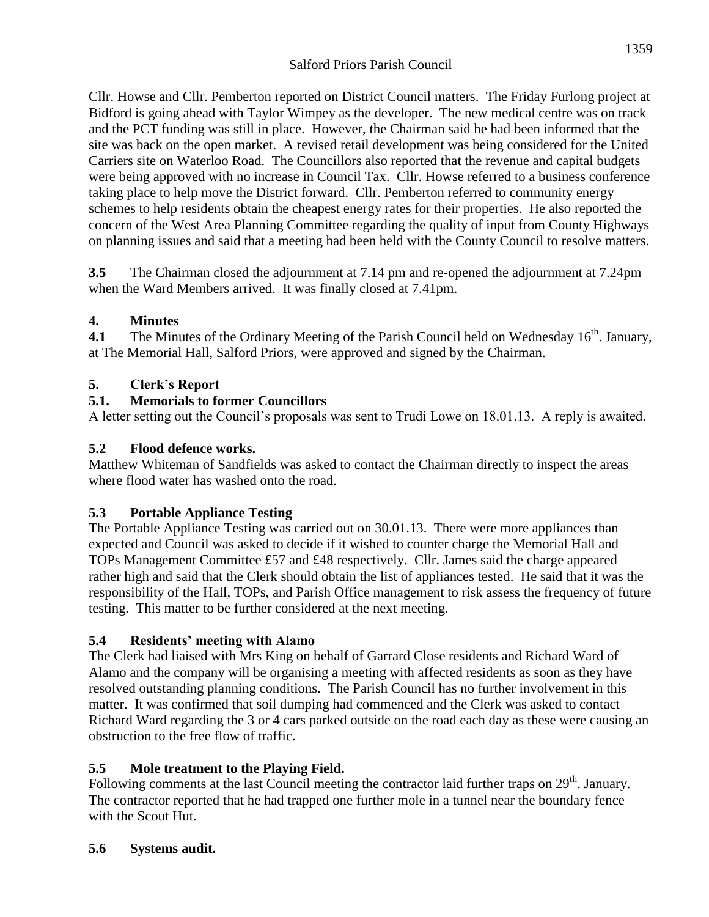Cllr. Howse and Cllr. Pemberton reported on District Council matters. The Friday Furlong project at Bidford is going ahead with Taylor Wimpey as the developer. The new medical centre was on track and the PCT funding was still in place. However, the Chairman said he had been informed that the site was back on the open market. A revised retail development was being considered for the United Carriers site on Waterloo Road. The Councillors also reported that the revenue and capital budgets were being approved with no increase in Council Tax. Cllr. Howse referred to a business conference taking place to help move the District forward. Cllr. Pemberton referred to community energy schemes to help residents obtain the cheapest energy rates for their properties. He also reported the concern of the West Area Planning Committee regarding the quality of input from County Highways on planning issues and said that a meeting had been held with the County Council to resolve matters.

**3.5** The Chairman closed the adjournment at 7.14 pm and re-opened the adjournment at 7.24pm when the Ward Members arrived. It was finally closed at 7.41pm.

## 4. Minutes

**4.1** The Minutes of the Ordinary Meeting of the Parish Council held on Wednesday 16th. January, at The Memorial Hall, Salford Priors, were approved and signed by the Chairman.

## 5. Clerk's Report

### 5.1. Memorials to former Councillors

A letter setting out the Council's proposals was sent to Trudi Lowe on 18.01.13. A reply is awaited.

### 5.2 Flood defence works.

Matthew Whiteman of Sandfields was asked to contact the Chairman directly to inspect the areas where flood water has washed onto the road.

### 5.3 Portable Appliance Testing

The Portable Appliance Testing was carried out on 30.01.13. There were more appliances than expected and Council was asked to decide if it wished to counter charge the Memorial Hall and TOPs Management Committee £57 and £48 respectively. Cllr. James said the charge appeared rather high and said that the Clerk should obtain the list of appliances tested. He said that it was the responsibility of the Hall, TOPs, and Parish Office management to risk assess the frequency of future testing. This matter to be further considered at the next meeting.

### 5.4 Residents' meeting with Alamo

The Clerk had liaised with Mrs King on behalf of Garrard Close residents and Richard Ward of Alamo and the company will be organising a meeting with affected residents as soon as they have resolved outstanding planning conditions. The Parish Council has no further involvement in this matter. It was confirmed that soil dumping had commenced and the Clerk was asked to contact Richard Ward regarding the 3 or 4 cars parked outside on the road each day as these were causing an obstruction to the free flow of traffic.

### 5.5 Mole treatment to the Playing Field.

Following comments at the last Council meeting the contractor laid further traps on 29th. January. The contractor reported that he had trapped one further mole in a tunnel near the boundary fence with the Scout Hut.

### 5.6 Systems audit.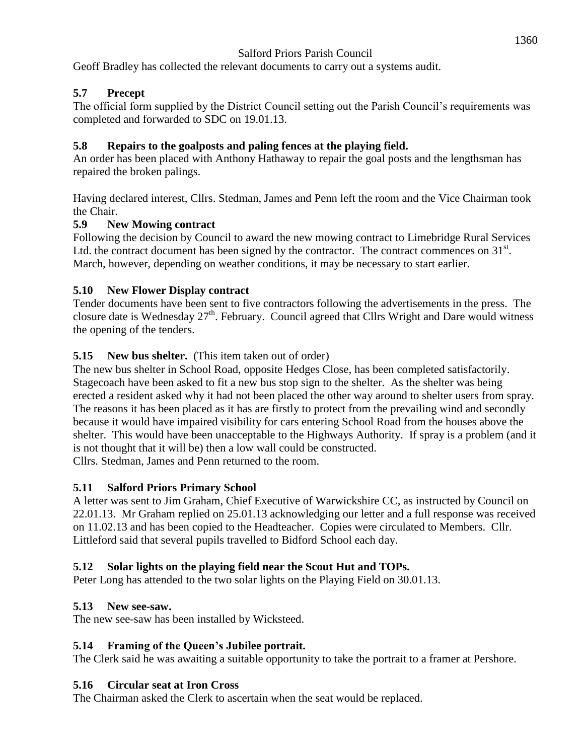Geoff Bradley has collected the relevant documents to carry out a systems audit.

### 5.7 Precept

The official form supplied by the District Council setting out the Parish Council's requirements was completed and forwarded to SDC on 19.01.13.

### 5.8 Repairs to the goalposts and paling fences at the playing field.

An order has been placed with Anthony Hathaway to repair the goal posts and the lengthsman has repaired the broken palings.

Having declared interest, Cllrs. Stedman, James and Penn left the room and the Vice Chairman took the Chair.

### 5.9 New Mowing contract

Following the decision by Council to award the new mowing contract to Limebridge Rural Services Ltd. the contract document has been signed by the contractor. The contract commences on 31st. March, however, depending on weather conditions, it may be necessary to start earlier.

### 5.10 New Flower Display contract

Tender documents have been sent to five contractors following the advertisements in the press. The closure date is Wednesday 27th. February. Council agreed that Cllrs Wright and Dare would witness the opening of the tenders.

### 5.15 New bus shelter. (This item taken out of order)

The new bus shelter in School Road, opposite Hedges Close, has been completed satisfactorily. Stagecoach have been asked to fit a new bus stop sign to the shelter. As the shelter was being erected a resident asked why it had not been placed the other way around to shelter users from spray. The reasons it has been placed as it has are firstly to protect from the prevailing wind and secondly because it would have impaired visibility for cars entering School Road from the houses above the shelter. This would have been unacceptable to the Highways Authority. If spray is a problem (and it is not thought that it will be) then a low wall could be constructed.

Cllrs. Stedman, James and Penn returned to the room.

### 5.11 Salford Priors Primary School

A letter was sent to Jim Graham, Chief Executive of Warwickshire CC, as instructed by Council on 22.01.13. Mr Graham replied on 25.01.13 acknowledging our letter and a full response was received on 11.02.13 and has been copied to the Headteacher. Copies were circulated to Members. Cllr. Littleford said that several pupils travelled to Bidford School each day.

### 5.12 Solar lights on the playing field near the Scout Hut and TOPs.

Peter Long has attended to the two solar lights on the Playing Field on 30.01.13.

### 5.13 New see-saw.

The new see-saw has been installed by Wicksteed.

### 5.14 Framing of the Queen's Jubilee portrait.

The Clerk said he was awaiting a suitable opportunity to take the portrait to a framer at Pershore.

### 5.16 Circular seat at Iron Cross

The Chairman asked the Clerk to ascertain when the seat would be replaced.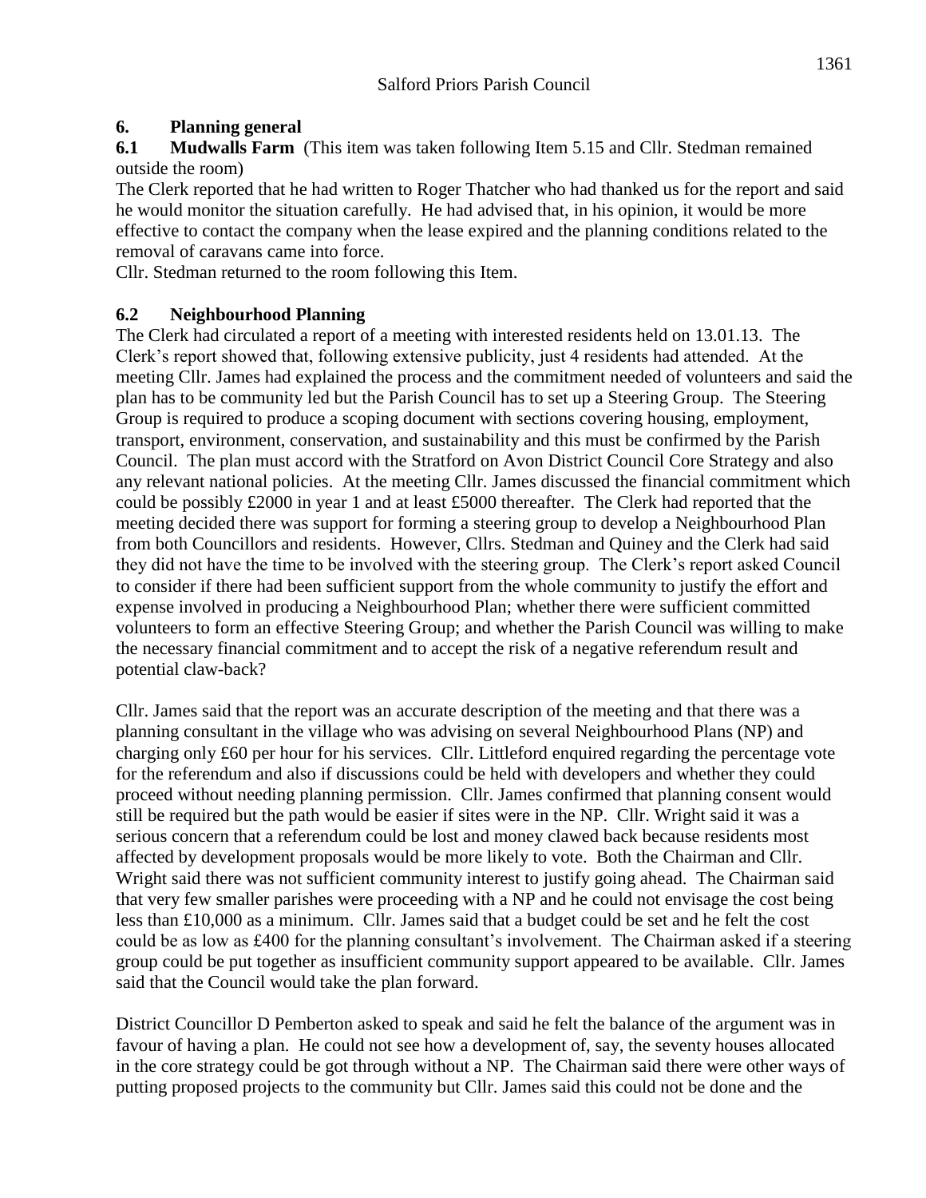## 6. Planning general

**6.1 Mudwalls Farm** (This item was taken following Item 5.15 and Cllr. Stedman remained outside the room)

The Clerk reported that he had written to Roger Thatcher who had thanked us for the report and said he would monitor the situation carefully. He had advised that, in his opinion, it would be more effective to contact the company when the lease expired and the planning conditions related to the removal of caravans came into force.

Cllr. Stedman returned to the room following this Item.

**6.2 Neighbourhood Planning**

The Clerk had circulated a report of a meeting with interested residents held on 13.01.13. The Clerk's report showed that, following extensive publicity, just 4 residents had attended. At the meeting Cllr. James had explained the process and the commitment needed of volunteers and said the plan has to be community led but the Parish Council has to set up a Steering Group. The Steering Group is required to produce a scoping document with sections covering housing, employment, transport, environment, conservation, and sustainability and this must be confirmed by the Parish Council. The plan must accord with the Stratford on Avon District Council Core Strategy and also any relevant national policies. At the meeting Cllr. James discussed the financial commitment which could be possibly £2000 in year 1 and at least £5000 thereafter. The Clerk had reported that the meeting decided there was support for forming a steering group to develop a Neighbourhood Plan from both Councillors and residents. However, Cllrs. Stedman and Quiney and the Clerk had said they did not have the time to be involved with the steering group. The Clerk's report asked Council to consider if there had been sufficient support from the whole community to justify the effort and expense involved in producing a Neighbourhood Plan; whether there were sufficient committed volunteers to form an effective Steering Group; and whether the Parish Council was willing to make the necessary financial commitment and to accept the risk of a negative referendum result and potential claw-back?

Cllr. James said that the report was an accurate description of the meeting and that there was a planning consultant in the village who was advising on several Neighbourhood Plans (NP) and charging only £60 per hour for his services. Cllr. Littleford enquired regarding the percentage vote for the referendum and also if discussions could be held with developers and whether they could proceed without needing planning permission. Cllr. James confirmed that planning consent would still be required but the path would be easier if sites were in the NP. Cllr. Wright said it was a serious concern that a referendum could be lost and money clawed back because residents most affected by development proposals would be more likely to vote. Both the Chairman and Cllr. Wright said there was not sufficient community interest to justify going ahead. The Chairman said that very few smaller parishes were proceeding with a NP and he could not envisage the cost being less than £10,000 as a minimum. Cllr. James said that a budget could be set and he felt the cost could be as low as £400 for the planning consultant's involvement. The Chairman asked if a steering group could be put together as insufficient community support appeared to be available. Cllr. James said that the Council would take the plan forward.

District Councillor D Pemberton asked to speak and said he felt the balance of the argument was in favour of having a plan. He could not see how a development of, say, the seventy houses allocated in the core strategy could be got through without a NP. The Chairman said there were other ways of putting proposed projects to the community but Cllr. James said this could not be done and the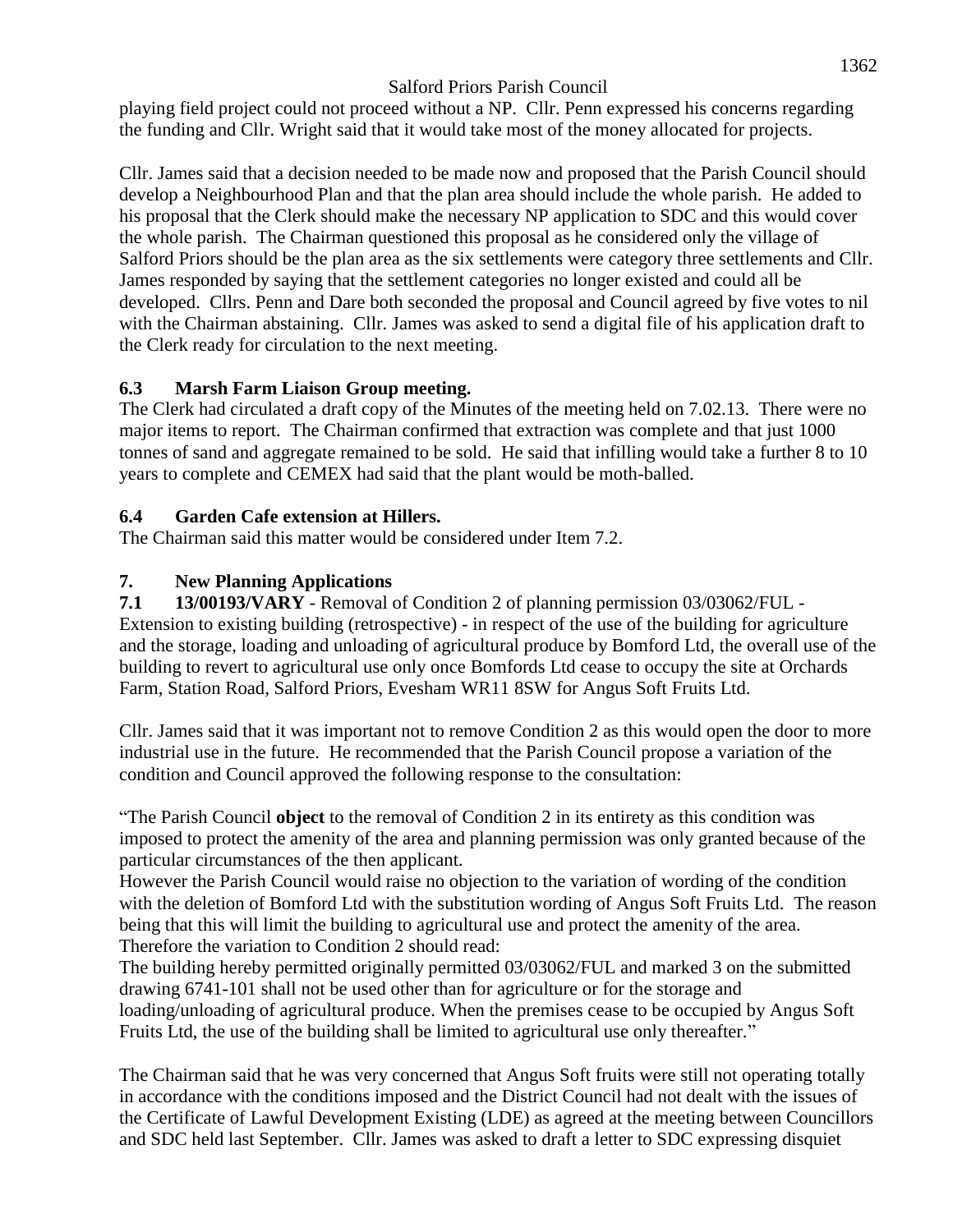playing field project could not proceed without a NP. Cllr. Penn expressed his concerns regarding the funding and Cllr. Wright said that it would take most of the money allocated for projects.

Cllr. James said that a decision needed to be made now and proposed that the Parish Council should develop a Neighbourhood Plan and that the plan area should include the whole parish. He added to his proposal that the Clerk should make the necessary NP application to SDC and this would cover the whole parish. The Chairman questioned this proposal as he considered only the village of Salford Priors should be the plan area as the six settlements were category three settlements and Cllr. James responded by saying that the settlement categories no longer existed and could all be developed. Cllrs. Penn and Dare both seconded the proposal and Council agreed by five votes to nil with the Chairman abstaining. Cllr. James was asked to send a digital file of his application draft to the Clerk ready for circulation to the next meeting.

### 6.3 Marsh Farm Liaison Group meeting.

The Clerk had circulated a draft copy of the Minutes of the meeting held on 7.02.13. There were no major items to report. The Chairman confirmed that extraction was complete and that just 1000 tonnes of sand and aggregate remained to be sold. He said that infilling would take a further 8 to 10 years to complete and CEMEX had said that the plant would be moth-balled.

### 6.4 Garden Cafe extension at Hillers.

The Chairman said this matter would be considered under Item 7.2.

## 7. New Planning Applications

**7.1 13/00193/VARY** - Removal of Condition 2 of planning permission 03/03062/FUL - Extension to existing building (retrospective) - in respect of the use of the building for agriculture and the storage, loading and unloading of agricultural produce by Bomford Ltd, the overall use of the building to revert to agricultural use only once Bomfords Ltd cease to occupy the site at Orchards Farm, Station Road, Salford Priors, Evesham WR11 8SW for Angus Soft Fruits Ltd.

Cllr. James said that it was important not to remove Condition 2 as this would open the door to more industrial use in the future. He recommended that the Parish Council propose a variation of the condition and Council approved the following response to the consultation:

"The Parish Council **object** to the removal of Condition 2 in its entirety as this condition was imposed to protect the amenity of the area and planning permission was only granted because of the particular circumstances of the then applicant.
However the Parish Council would raise no objection to the variation of wording of the condition with the deletion of Bomford Ltd with the substitution wording of Angus Soft Fruits Ltd. The reason being that this will limit the building to agricultural use and protect the amenity of the area.
Therefore the variation to Condition 2 should read:
The building hereby permitted originally permitted 03/03062/FUL and marked 3 on the submitted drawing 6741-101 shall not be used other than for agriculture or for the storage and loading/unloading of agricultural produce. When the premises cease to be occupied by Angus Soft Fruits Ltd, the use of the building shall be limited to agricultural use only thereafter."

The Chairman said that he was very concerned that Angus Soft fruits were still not operating totally in accordance with the conditions imposed and the District Council had not dealt with the issues of the Certificate of Lawful Development Existing (LDE) as agreed at the meeting between Councillors and SDC held last September. Cllr. James was asked to draft a letter to SDC expressing disquiet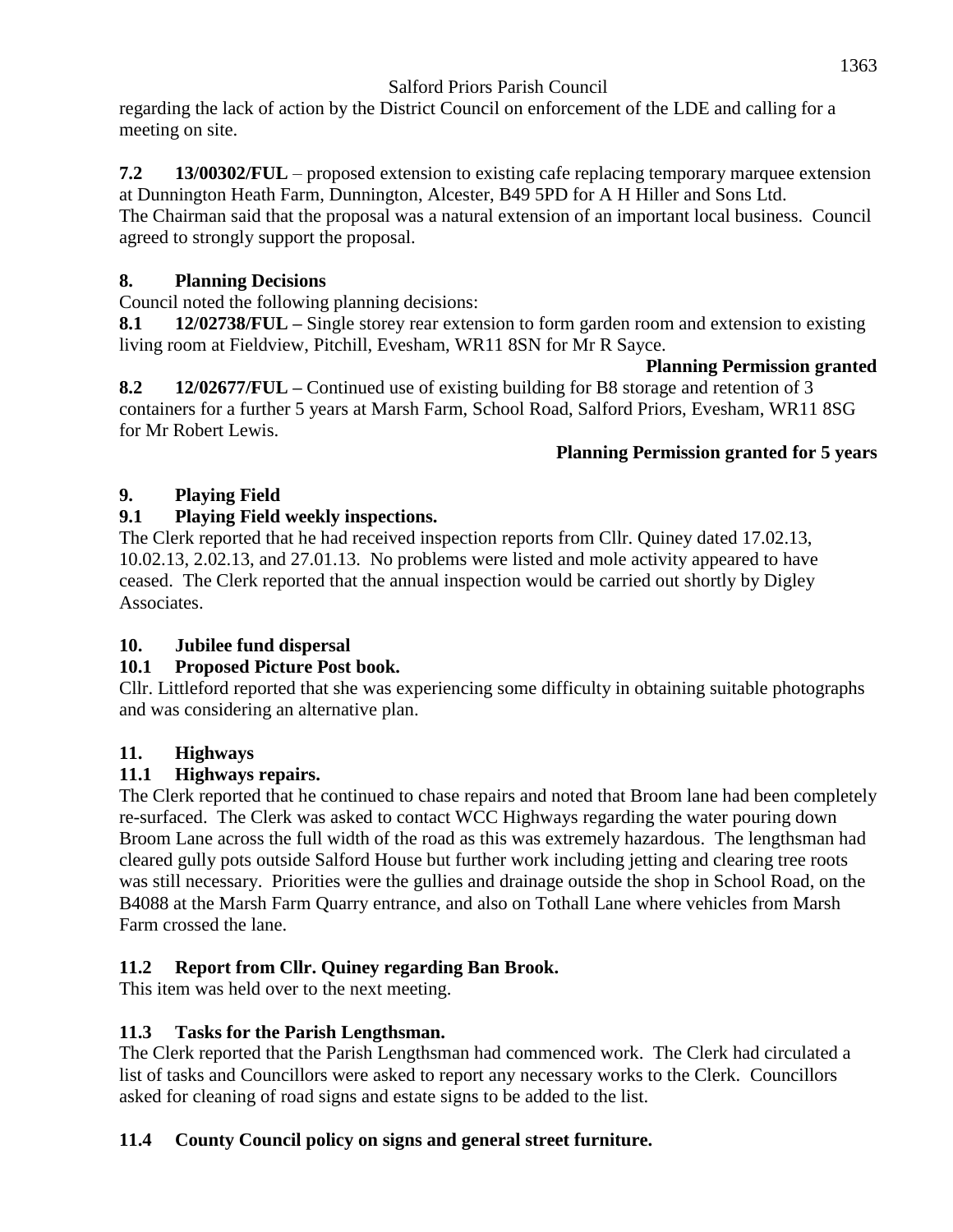regarding the lack of action by the District Council on enforcement of the LDE and calling for a meeting on site.

**7.2 13/00302/FUL** – proposed extension to existing cafe replacing temporary marquee extension at Dunnington Heath Farm, Dunnington, Alcester, B49 5PD for A H Hiller and Sons Ltd. The Chairman said that the proposal was a natural extension of an important local business. Council agreed to strongly support the proposal.

## 8. Planning Decisions

Council noted the following planning decisions:

**8.1 12/02738/FUL –** Single storey rear extension to form garden room and extension to existing living room at Fieldview, Pitchill, Evesham, WR11 8SN for Mr R Sayce.

**Planning Permission granted**

**8.2 12/02677/FUL –** Continued use of existing building for B8 storage and retention of 3 containers for a further 5 years at Marsh Farm, School Road, Salford Priors, Evesham, WR11 8SG for Mr Robert Lewis.

**Planning Permission granted for 5 years**

## 9. Playing Field

### 9.1 Playing Field weekly inspections.

The Clerk reported that he had received inspection reports from Cllr. Quiney dated 17.02.13, 10.02.13, 2.02.13, and 27.01.13. No problems were listed and mole activity appeared to have ceased. The Clerk reported that the annual inspection would be carried out shortly by Digley Associates.

## 10. Jubilee fund dispersal

### 10.1 Proposed Picture Post book.

Cllr. Littleford reported that she was experiencing some difficulty in obtaining suitable photographs and was considering an alternative plan.

## 11. Highways

### 11.1 Highways repairs.

The Clerk reported that he continued to chase repairs and noted that Broom lane had been completely re-surfaced. The Clerk was asked to contact WCC Highways regarding the water pouring down Broom Lane across the full width of the road as this was extremely hazardous. The lengthsman had cleared gully pots outside Salford House but further work including jetting and clearing tree roots was still necessary. Priorities were the gullies and drainage outside the shop in School Road, on the B4088 at the Marsh Farm Quarry entrance, and also on Tothall Lane where vehicles from Marsh Farm crossed the lane.

### 11.2 Report from Cllr. Quiney regarding Ban Brook.

This item was held over to the next meeting.

### 11.3 Tasks for the Parish Lengthsman.

The Clerk reported that the Parish Lengthsman had commenced work. The Clerk had circulated a list of tasks and Councillors were asked to report any necessary works to the Clerk. Councillors asked for cleaning of road signs and estate signs to be added to the list.

### 11.4 County Council policy on signs and general street furniture.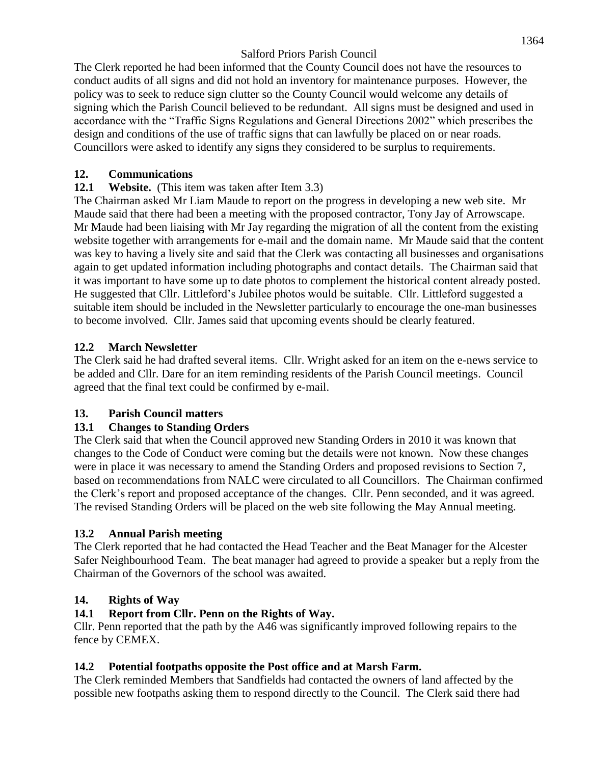The Clerk reported he had been informed that the County Council does not have the resources to conduct audits of all signs and did not hold an inventory for maintenance purposes. However, the policy was to seek to reduce sign clutter so the County Council would welcome any details of signing which the Parish Council believed to be redundant. All signs must be designed and used in accordance with the "Traffic Signs Regulations and General Directions 2002" which prescribes the design and conditions of the use of traffic signs that can lawfully be placed on or near roads. Councillors were asked to identify any signs they considered to be surplus to requirements.

## 12. Communications

### 12.1 Website. (This item was taken after Item 3.3)

The Chairman asked Mr Liam Maude to report on the progress in developing a new web site. Mr Maude said that there had been a meeting with the proposed contractor, Tony Jay of Arrowscape. Mr Maude had been liaising with Mr Jay regarding the migration of all the content from the existing website together with arrangements for e-mail and the domain name. Mr Maude said that the content was key to having a lively site and said that the Clerk was contacting all businesses and organisations again to get updated information including photographs and contact details. The Chairman said that it was important to have some up to date photos to complement the historical content already posted. He suggested that Cllr. Littleford's Jubilee photos would be suitable. Cllr. Littleford suggested a suitable item should be included in the Newsletter particularly to encourage the one-man businesses to become involved. Cllr. James said that upcoming events should be clearly featured.

### 12.2 March Newsletter

The Clerk said he had drafted several items. Cllr. Wright asked for an item on the e-news service to be added and Cllr. Dare for an item reminding residents of the Parish Council meetings. Council agreed that the final text could be confirmed by e-mail.

## 13. Parish Council matters

### 13.1 Changes to Standing Orders

The Clerk said that when the Council approved new Standing Orders in 2010 it was known that changes to the Code of Conduct were coming but the details were not known. Now these changes were in place it was necessary to amend the Standing Orders and proposed revisions to Section 7, based on recommendations from NALC were circulated to all Councillors. The Chairman confirmed the Clerk's report and proposed acceptance of the changes. Cllr. Penn seconded, and it was agreed. The revised Standing Orders will be placed on the web site following the May Annual meeting.

### 13.2 Annual Parish meeting

The Clerk reported that he had contacted the Head Teacher and the Beat Manager for the Alcester Safer Neighbourhood Team. The beat manager had agreed to provide a speaker but a reply from the Chairman of the Governors of the school was awaited.

## 14. Rights of Way

### 14.1 Report from Cllr. Penn on the Rights of Way.

Cllr. Penn reported that the path by the A46 was significantly improved following repairs to the fence by CEMEX.

### 14.2 Potential footpaths opposite the Post office and at Marsh Farm.

The Clerk reminded Members that Sandfields had contacted the owners of land affected by the possible new footpaths asking them to respond directly to the Council. The Clerk said there had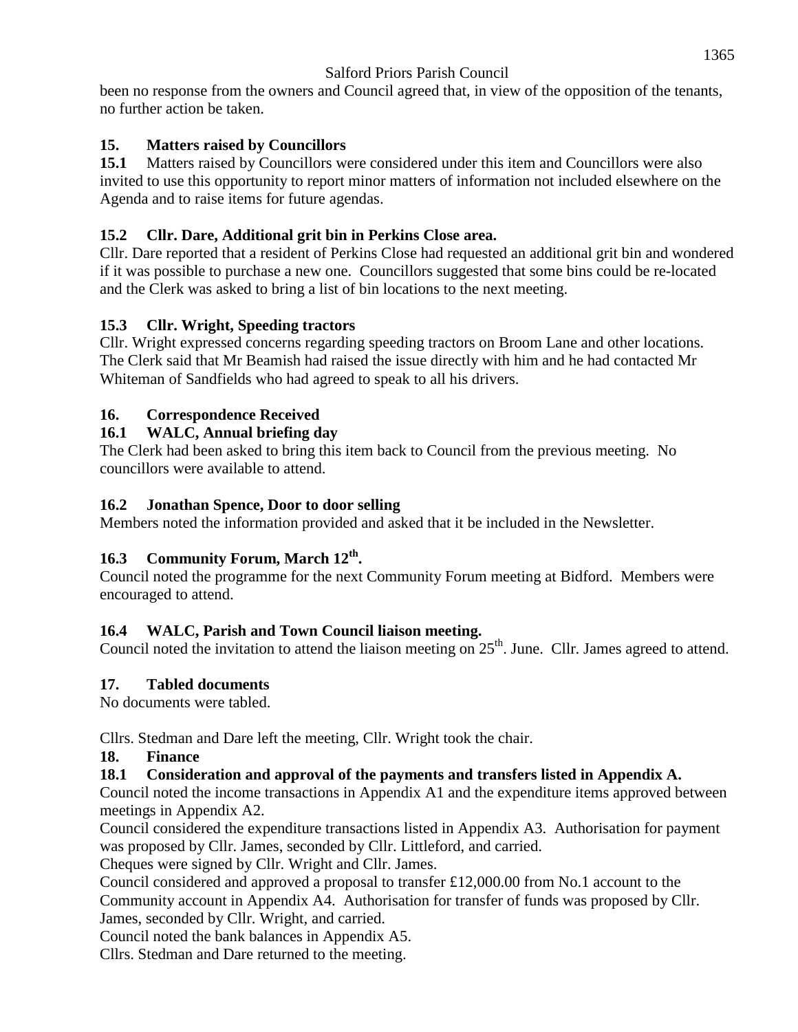been no response from the owners and Council agreed that, in view of the opposition of the tenants, no further action be taken.

## 15. Matters raised by Councillors

**15.1** Matters raised by Councillors were considered under this item and Councillors were also invited to use this opportunity to report minor matters of information not included elsewhere on the Agenda and to raise items for future agendas.

### 15.2 Cllr. Dare, Additional grit bin in Perkins Close area.

Cllr. Dare reported that a resident of Perkins Close had requested an additional grit bin and wondered if it was possible to purchase a new one. Councillors suggested that some bins could be re-located and the Clerk was asked to bring a list of bin locations to the next meeting.

### 15.3 Cllr. Wright, Speeding tractors

Cllr. Wright expressed concerns regarding speeding tractors on Broom Lane and other locations. The Clerk said that Mr Beamish had raised the issue directly with him and he had contacted Mr Whiteman of Sandfields who had agreed to speak to all his drivers.

## 16. Correspondence Received

### 16.1 WALC, Annual briefing day

The Clerk had been asked to bring this item back to Council from the previous meeting. No councillors were available to attend.

### 16.2 Jonathan Spence, Door to door selling

Members noted the information provided and asked that it be included in the Newsletter.

### 16.3 Community Forum, March 12th.

Council noted the programme for the next Community Forum meeting at Bidford. Members were encouraged to attend.

### 16.4 WALC, Parish and Town Council liaison meeting.

Council noted the invitation to attend the liaison meeting on 25th. June. Cllr. James agreed to attend.

## 17. Tabled documents

No documents were tabled.

Cllrs. Stedman and Dare left the meeting, Cllr. Wright took the chair.

## 18. Finance

### 18.1 Consideration and approval of the payments and transfers listed in Appendix A.

Council noted the income transactions in Appendix A1 and the expenditure items approved between meetings in Appendix A2.

Council considered the expenditure transactions listed in Appendix A3. Authorisation for payment was proposed by Cllr. James, seconded by Cllr. Littleford, and carried.

Cheques were signed by Cllr. Wright and Cllr. James.

Council considered and approved a proposal to transfer £12,000.00 from No.1 account to the Community account in Appendix A4. Authorisation for transfer of funds was proposed by Cllr. James, seconded by Cllr. Wright, and carried.

Council noted the bank balances in Appendix A5.

Cllrs. Stedman and Dare returned to the meeting.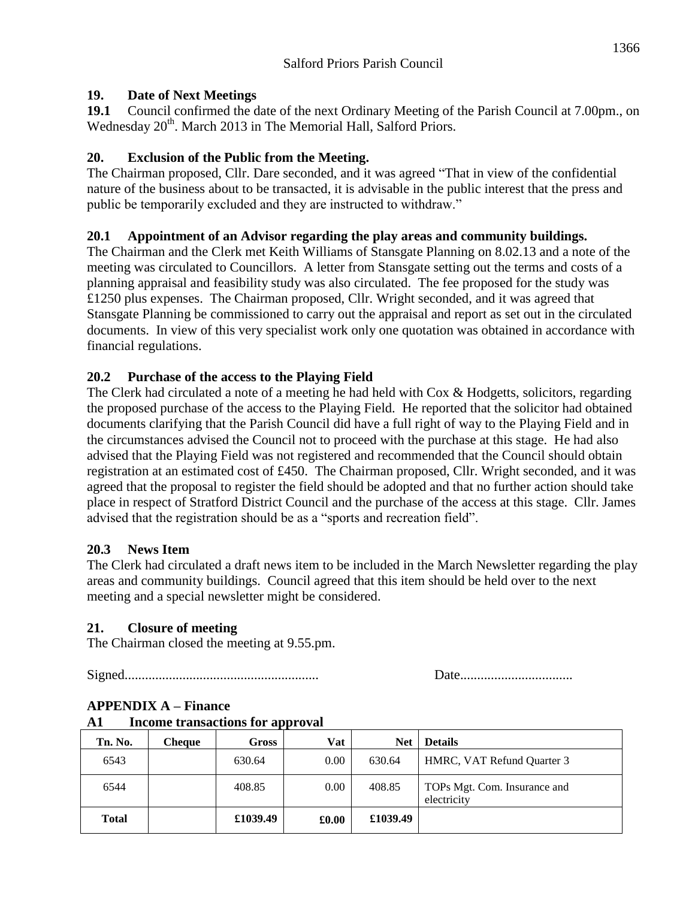Salford Priors Parish Council

## 19. Date of Next Meetings

**19.1** Council confirmed the date of the next Ordinary Meeting of the Parish Council at 7.00pm., on Wednesday 20th. March 2013 in The Memorial Hall, Salford Priors.

## 20. Exclusion of the Public from the Meeting.

The Chairman proposed, Cllr. Dare seconded, and it was agreed "That in view of the confidential nature of the business about to be transacted, it is advisable in the public interest that the press and public be temporarily excluded and they are instructed to withdraw."

### 20.1 Appointment of an Advisor regarding the play areas and community buildings.

The Chairman and the Clerk met Keith Williams of Stansgate Planning on 8.02.13 and a note of the meeting was circulated to Councillors. A letter from Stansgate setting out the terms and costs of a planning appraisal and feasibility study was also circulated. The fee proposed for the study was £1250 plus expenses. The Chairman proposed, Cllr. Wright seconded, and it was agreed that Stansgate Planning be commissioned to carry out the appraisal and report as set out in the circulated documents. In view of this very specialist work only one quotation was obtained in accordance with financial regulations.

### 20.2 Purchase of the access to the Playing Field

The Clerk had circulated a note of a meeting he had held with Cox & Hodgetts, solicitors, regarding the proposed purchase of the access to the Playing Field. He reported that the solicitor had obtained documents clarifying that the Parish Council did have a full right of way to the Playing Field and in the circumstances advised the Council not to proceed with the purchase at this stage. He had also advised that the Playing Field was not registered and recommended that the Council should obtain registration at an estimated cost of £450. The Chairman proposed, Cllr. Wright seconded, and it was agreed that the proposal to register the field should be adopted and that no further action should take place in respect of Stratford District Council and the purchase of the access at this stage. Cllr. James advised that the registration should be as a "sports and recreation field".

### 20.3 News Item

The Clerk had circulated a draft news item to be included in the March Newsletter regarding the play areas and community buildings. Council agreed that this item should be held over to the next meeting and a special newsletter might be considered.

## 21. Closure of meeting

The Chairman closed the meeting at 9.55.pm.

Signed........................................................ Date.................................

## APPENDIX A – Finance

### A1 Income transactions for approval

| Tn. No. | Cheque | Gross | Vat | Net | Details |
|---|---|---|---|---|---|
| 6543 | | 630.64 | 0.00 | 630.64 | HMRC, VAT Refund Quarter 3 |
| 6544 | | 408.85 | 0.00 | 408.85 | TOPs Mgt. Com. Insurance and electricity |
| **Total** | | **£1039.49** | **£0.00** | **£1039.49** | |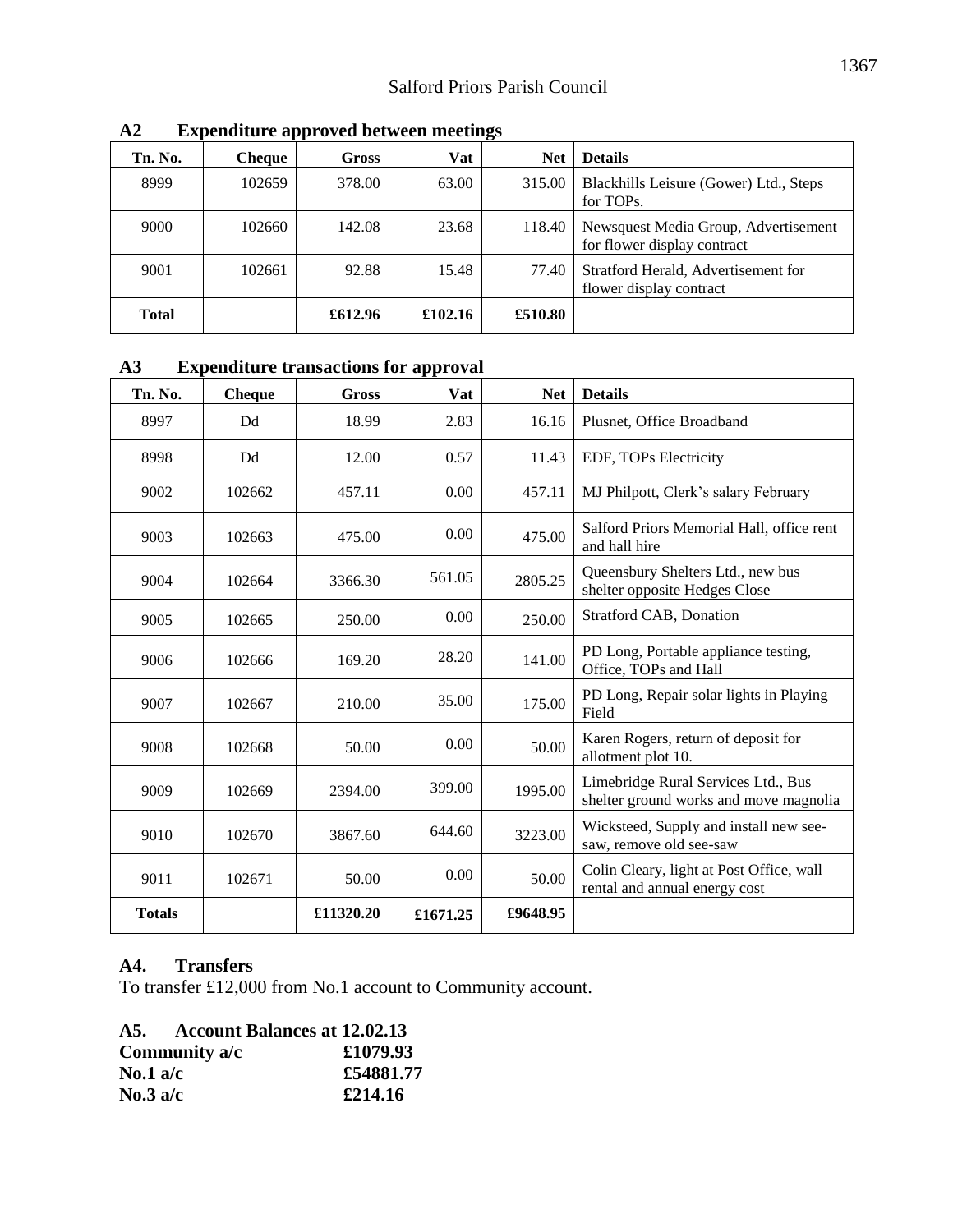Salford Priors Parish Council

## A2 Expenditure approved between meetings

| Tn. No. | Cheque | Gross | Vat | Net | Details |
|---|---|---|---|---|---|
| 8999 | 102659 | 378.00 | 63.00 | 315.00 | Blackhills Leisure (Gower) Ltd., Steps for TOPs. |
| 9000 | 102660 | 142.08 | 23.68 | 118.40 | Newsquest Media Group, Advertisement for flower display contract |
| 9001 | 102661 | 92.88 | 15.48 | 77.40 | Stratford Herald, Advertisement for flower display contract |
| **Total** | | **£612.96** | **£102.16** | **£510.80** | |

## A3 Expenditure transactions for approval

| Tn. No. | Cheque | Gross | Vat | Net | Details |
|---|---|---|---|---|---|
| 8997 | Dd | 18.99 | 2.83 | 16.16 | Plusnet, Office Broadband |
| 8998 | Dd | 12.00 | 0.57 | 11.43 | EDF, TOPs Electricity |
| 9002 | 102662 | 457.11 | 0.00 | 457.11 | MJ Philpott, Clerk's salary February |
| 9003 | 102663 | 475.00 | 0.00 | 475.00 | Salford Priors Memorial Hall, office rent and hall hire |
| 9004 | 102664 | 3366.30 | 561.05 | 2805.25 | Queensbury Shelters Ltd., new bus shelter opposite Hedges Close |
| 9005 | 102665 | 250.00 | 0.00 | 250.00 | Stratford CAB, Donation |
| 9006 | 102666 | 169.20 | 28.20 | 141.00 | PD Long, Portable appliance testing, Office, TOPs and Hall |
| 9007 | 102667 | 210.00 | 35.00 | 175.00 | PD Long, Repair solar lights in Playing Field |
| 9008 | 102668 | 50.00 | 0.00 | 50.00 | Karen Rogers, return of deposit for allotment plot 10. |
| 9009 | 102669 | 2394.00 | 399.00 | 1995.00 | Limebridge Rural Services Ltd., Bus shelter ground works and move magnolia |
| 9010 | 102670 | 3867.60 | 644.60 | 3223.00 | Wicksteed, Supply and install new see-saw, remove old see-saw |
| 9011 | 102671 | 50.00 | 0.00 | 50.00 | Colin Cleary, light at Post Office, wall rental and annual energy cost |
| **Totals** | | **£11320.20** | **£1671.25** | **£9648.95** | |

## A4. Transfers

To transfer £12,000 from No.1 account to Community account.

## A5. Account Balances at 12.02.13

**Community a/c** **£1079.93**
**No.1 a/c** **£54881.77**
**No.3 a/c** **£214.16**